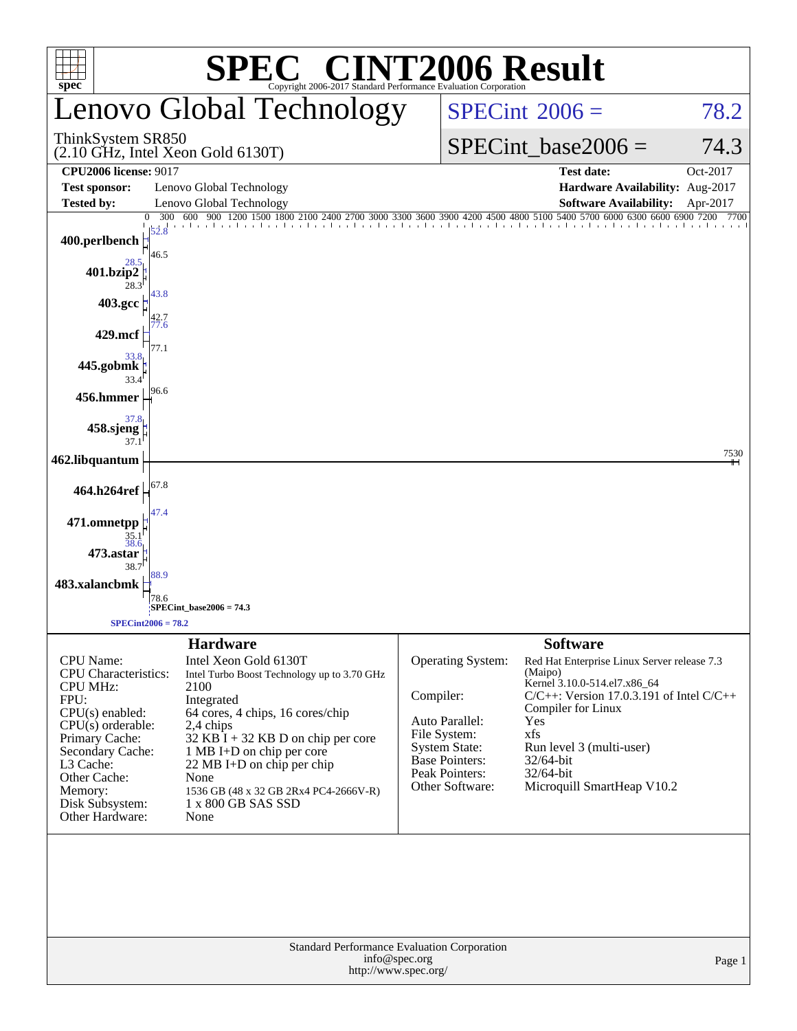# SPEC® CINT2006 Result

Copyright 2006-2017 Standard Performance Evaluation Corporation

## Lenovo Global Technology

ThinkSystem SR850
(2.10 GHz, Intel Xeon Gold 6130T)

SPECint 2006 = 78.2

SPECint_base2006 = 74.3

| | | | |
|---|---|---|---|
| **CPU2006 license:** 9017 | | **Test date:** | Oct-2017 |
| **Test sponsor:** | Lenovo Global Technology | **Hardware Availability:** | Aug-2017 |
| **Tested by:** | Lenovo Global Technology | **Software Availability:** | Apr-2017 |

| Benchmark | Peak | Base |
|---|---|---|
| 400.perlbench | 52.8 | 46.5 |
| 401.bzip2 | 28.5 | 28.3 |
| 403.gcc | 43.8 | 42.7 |
| 429.mcf | 77.6 | 77.1 |
| 445.gobmk | 33.8 | 33.4 |
| 456.hmmer | 96.6 | 96.6 |
| 458.sjeng | 37.8 | 37.1 |
| 462.libquantum | 7530 | 7530 |
| 464.h264ref | 67.8 | 67.8 |
| 471.omnetpp | 47.4 | 35.1 |
| 473.astar | 38.6 | 38.7 |
| 483.xalancbmk | 88.9 | 78.6 |

SPECint_base2006 = 74.3

SPECint2006 = 78.2

## Hardware

| | |
|---|---|
| CPU Name: | Intel Xeon Gold 6130T |
| CPU Characteristics: | Intel Turbo Boost Technology up to 3.70 GHz |
| CPU MHz: | 2100 |
| FPU: | Integrated |
| CPU(s) enabled: | 64 cores, 4 chips, 16 cores/chip |
| CPU(s) orderable: | 2,4 chips |
| Primary Cache: | 32 KB I + 32 KB D on chip per core |
| Secondary Cache: | 1 MB I+D on chip per core |
| L3 Cache: | 22 MB I+D on chip per chip |
| Other Cache: | None |
| Memory: | 1536 GB (48 x 32 GB 2Rx4 PC4-2666V-R) |
| Disk Subsystem: | 1 x 800 GB SAS SSD |
| Other Hardware: | None |

## Software

| | |
|---|---|
| Operating System: | Red Hat Enterprise Linux Server release 7.3 (Maipo) Kernel 3.10.0-514.el7.x86_64 |
| Compiler: | C/C++: Version 17.0.3.191 of Intel C/C++ Compiler for Linux |
| Auto Parallel: | Yes |
| File System: | xfs |
| System State: | Run level 3 (multi-user) |
| Base Pointers: | 32/64-bit |
| Peak Pointers: | 32/64-bit |
| Other Software: | Microquill SmartHeap V10.2 |

Standard Performance Evaluation Corporation
info@spec.org
http://www.spec.org/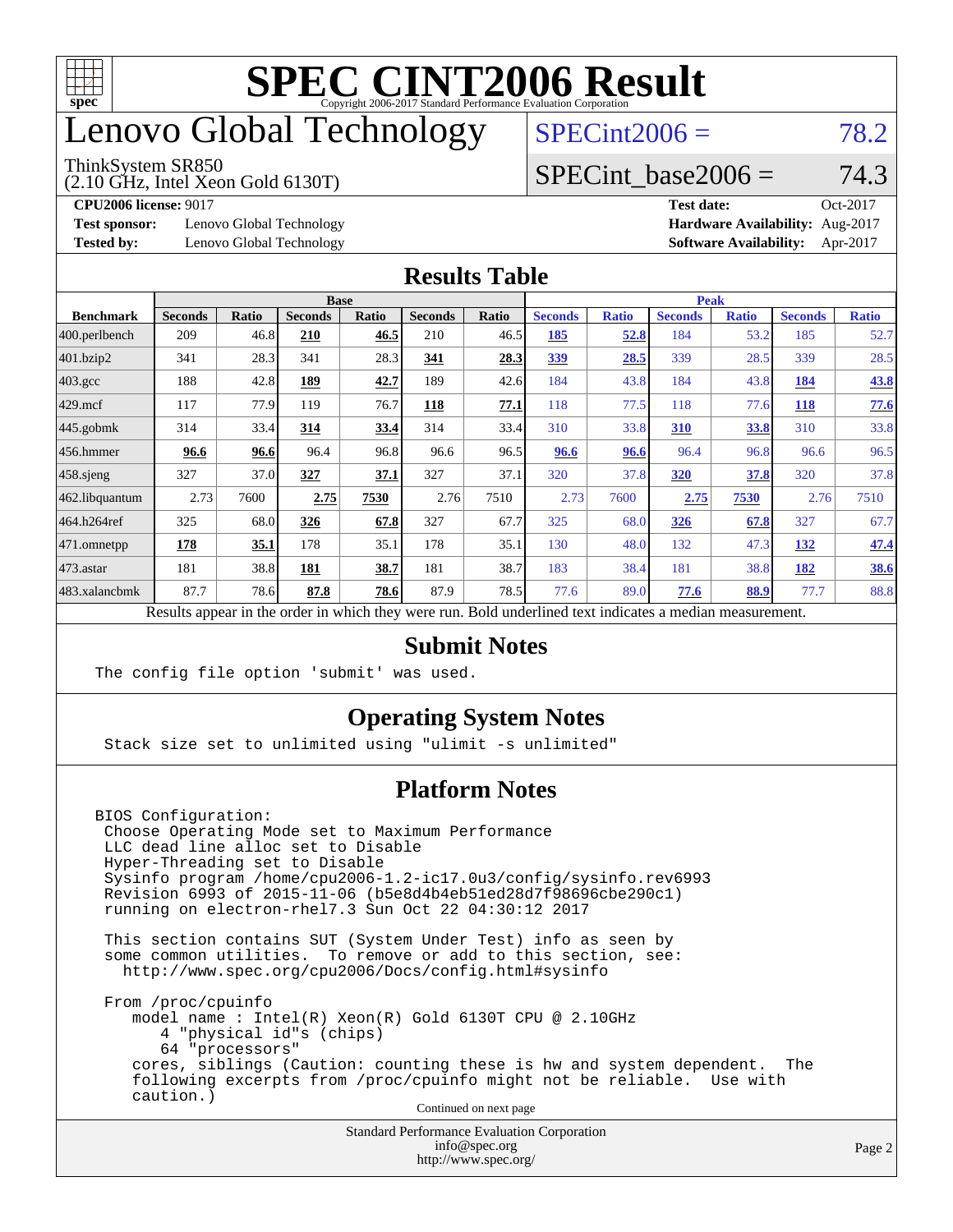# SPEC CINT2006 Result

Copyright 2006-2017 Standard Performance Evaluation Corporation

# Lenovo Global Technology

ThinkSystem SR850
(2.10 GHz, Intel Xeon Gold 6130T)

SPECint2006 = 78.2

SPECint_base2006 = 74.3

**CPU2006 license:** 9017
**Test sponsor:** Lenovo Global Technology
**Tested by:** Lenovo Global Technology

**Test date:** Oct-2017
**Hardware Availability:** Aug-2017
**Software Availability:** Apr-2017

## Results Table

| Benchmark | Base | | | | | | Peak | | | | | |
|---|---|---|---|---|---|---|---|---|---|---|---|---|
| | Seconds | Ratio | Seconds | Ratio | Seconds | Ratio | Seconds | Ratio | Seconds | Ratio | Seconds | Ratio |
| 400.perlbench | 209 | 46.8 | **210** | **46.5** | 210 | 46.5 | **185** | **52.8** | 184 | 53.2 | 185 | 52.7 |
| 401.bzip2 | 341 | 28.3 | 341 | 28.3 | **341** | **28.3** | **339** | **28.5** | 339 | 28.5 | 339 | 28.5 |
| 403.gcc | 188 | 42.8 | **189** | **42.7** | 189 | 42.6 | 184 | 43.8 | 184 | 43.8 | **184** | **43.8** |
| 429.mcf | 117 | 77.9 | 119 | 76.7 | **118** | **77.1** | 118 | 77.5 | 118 | 77.6 | **118** | **77.6** |
| 445.gobmk | 314 | 33.4 | **314** | **33.4** | 314 | 33.4 | 310 | 33.8 | **310** | **33.8** | 310 | 33.8 |
| 456.hmmer | **96.6** | **96.6** | 96.4 | 96.8 | 96.6 | 96.5 | **96.6** | **96.6** | 96.4 | 96.8 | 96.6 | 96.5 |
| 458.sjeng | 327 | 37.0 | **327** | **37.1** | 327 | 37.1 | 320 | 37.8 | **320** | **37.8** | 320 | 37.8 |
| 462.libquantum | 2.73 | 7600 | **2.75** | **7530** | 2.76 | 7510 | 2.73 | 7600 | **2.75** | **7530** | 2.76 | 7510 |
| 464.h264ref | 325 | 68.0 | **326** | **67.8** | 327 | 67.7 | 325 | 68.0 | **326** | **67.8** | 327 | 67.7 |
| 471.omnetpp | **178** | **35.1** | 178 | 35.1 | 178 | 35.1 | 130 | 48.0 | 132 | 47.3 | **132** | **47.4** |
| 473.astar | 181 | 38.8 | **181** | **38.7** | 181 | 38.7 | 183 | 38.4 | 181 | 38.8 | **182** | **38.6** |
| 483.xalancbmk | 87.7 | 78.6 | **87.8** | **78.6** | 87.9 | 78.5 | 77.6 | 89.0 | **77.6** | **88.9** | 77.7 | 88.8 |

Results appear in the order in which they were run. Bold underlined text indicates a median measurement.

## Submit Notes

```
The config file option 'submit' was used.
```

## Operating System Notes

```
Stack size set to unlimited using "ulimit -s unlimited"
```

## Platform Notes

```
BIOS Configuration:
 Choose Operating Mode set to Maximum Performance
 LLC dead line alloc set to Disable
 Hyper-Threading set to Disable
 Sysinfo program /home/cpu2006-1.2-ic17.0u3/config/sysinfo.rev6993
 Revision 6993 of 2015-11-06 (b5e8d4b4eb51ed28d7f98696cbe290c1)
 running on electron-rhel7.3 Sun Oct 22 04:30:12 2017

 This section contains SUT (System Under Test) info as seen by
 some common utilities.  To remove or add to this section, see:
   http://www.spec.org/cpu2006/Docs/config.html#sysinfo

 From /proc/cpuinfo
    model name : Intel(R) Xeon(R) Gold 6130T CPU @ 2.10GHz
       4 "physical id"s (chips)
       64 "processors"
    cores, siblings (Caution: counting these is hw and system dependent.  The
    following excerpts from /proc/cpuinfo might not be reliable.  Use with
    caution.)
```

Continued on next page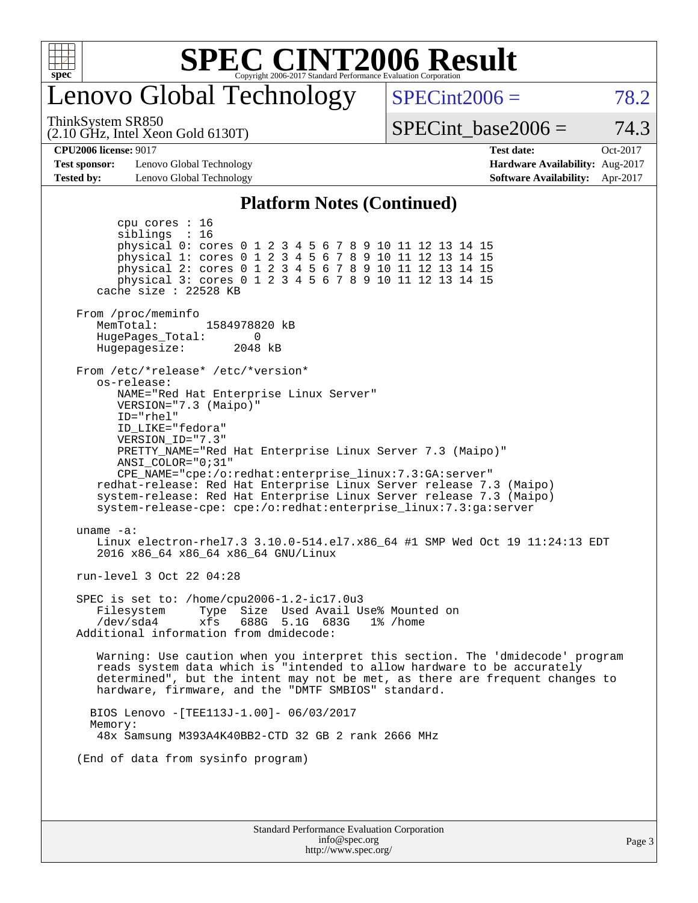# Lenovo Global Technology

ThinkSystem SR850
(2.10 GHz, Intel Xeon Gold 6130T)

SPECint2006 = 78.2

SPECint_base2006 = 74.3

| | | | |
|---|---|---|---|
| **CPU2006 license:** 9017 | | **Test date:** | Oct-2017 |
| **Test sponsor:** | Lenovo Global Technology | **Hardware Availability:** | Aug-2017 |
| **Tested by:** | Lenovo Global Technology | **Software Availability:** | Apr-2017 |

## Platform Notes (Continued)

```
        cpu cores : 16
        siblings  : 16
        physical 0: cores 0 1 2 3 4 5 6 7 8 9 10 11 12 13 14 15
        physical 1: cores 0 1 2 3 4 5 6 7 8 9 10 11 12 13 14 15
        physical 2: cores 0 1 2 3 4 5 6 7 8 9 10 11 12 13 14 15
        physical 3: cores 0 1 2 3 4 5 6 7 8 9 10 11 12 13 14 15
     cache size : 22528 KB

  From /proc/meminfo
     MemTotal:       1584978820 kB
     HugePages_Total:       0
     Hugepagesize:       2048 kB

  From /etc/*release* /etc/*version*
     os-release:
        NAME="Red Hat Enterprise Linux Server"
        VERSION="7.3 (Maipo)"
        ID="rhel"
        ID_LIKE="fedora"
        VERSION_ID="7.3"
        PRETTY_NAME="Red Hat Enterprise Linux Server 7.3 (Maipo)"
        ANSI_COLOR="0;31"
        CPE_NAME="cpe:/o:redhat:enterprise_linux:7.3:GA:server"
     redhat-release: Red Hat Enterprise Linux Server release 7.3 (Maipo)
     system-release: Red Hat Enterprise Linux Server release 7.3 (Maipo)
     system-release-cpe: cpe:/o:redhat:enterprise_linux:7.3:ga:server

  uname -a:
     Linux electron-rhel7.3 3.10.0-514.el7.x86_64 #1 SMP Wed Oct 19 11:24:13 EDT
     2016 x86_64 x86_64 x86_64 GNU/Linux

  run-level 3 Oct 22 04:28

  SPEC is set to: /home/cpu2006-1.2-ic17.0u3
     Filesystem     Type  Size  Used Avail Use% Mounted on
     /dev/sda4      xfs   688G  5.1G  683G   1% /home
  Additional information from dmidecode:

     Warning: Use caution when you interpret this section. The 'dmidecode' program
     reads system data which is "intended to allow hardware to be accurately
     determined", but the intent may not be met, as there are frequent changes to
     hardware, firmware, and the "DMTF SMBIOS" standard.

    BIOS Lenovo -[TEE113J-1.00]- 06/03/2017
    Memory:
     48x Samsung M393A4K40BB2-CTD 32 GB 2 rank 2666 MHz

  (End of data from sysinfo program)
```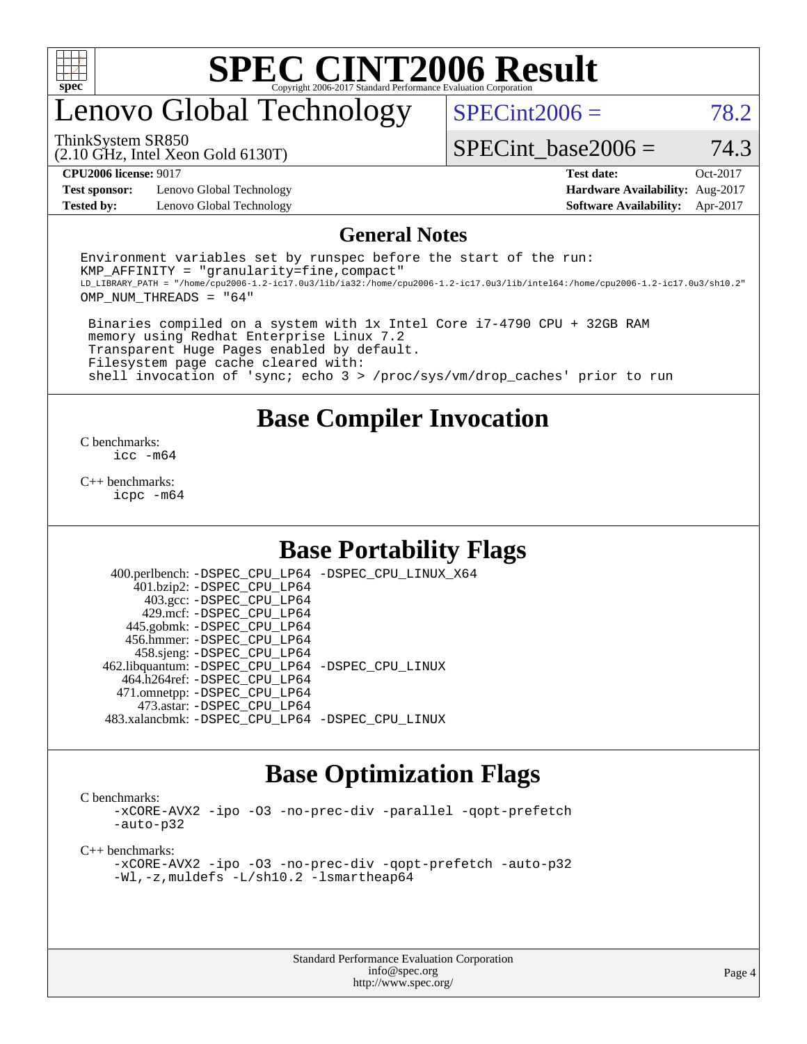# SPEC CINT2006 Result

## Lenovo Global Technology

ThinkSystem SR850
(2.10 GHz, Intel Xeon Gold 6130T)

SPECint2006 = 78.2

SPECint_base2006 = 74.3

**CPU2006 license:** 9017
**Test sponsor:** Lenovo Global Technology
**Tested by:** Lenovo Global Technology

**Test date:** Oct-2017
**Hardware Availability:** Aug-2017
**Software Availability:** Apr-2017

## General Notes

```
Environment variables set by runspec before the start of the run:
KMP_AFFINITY = "granularity=fine,compact"
LD_LIBRARY_PATH = "/home/cpu2006-1.2-ic17.0u3/lib/ia32:/home/cpu2006-1.2-ic17.0u3/lib/intel64:/home/cpu2006-1.2-ic17.0u3/sh10.2"
OMP_NUM_THREADS = "64"

 Binaries compiled on a system with 1x Intel Core i7-4790 CPU + 32GB RAM
 memory using Redhat Enterprise Linux 7.2
 Transparent Huge Pages enabled by default.
 Filesystem page cache cleared with:
 shell invocation of 'sync; echo 3 > /proc/sys/vm/drop_caches' prior to run
```

## Base Compiler Invocation

C benchmarks:
    icc -m64

C++ benchmarks:
    icpc -m64

## Base Portability Flags

400.perlbench: -DSPEC_CPU_LP64 -DSPEC_CPU_LINUX_X64
401.bzip2: -DSPEC_CPU_LP64
403.gcc: -DSPEC_CPU_LP64
429.mcf: -DSPEC_CPU_LP64
445.gobmk: -DSPEC_CPU_LP64
456.hmmer: -DSPEC_CPU_LP64
458.sjeng: -DSPEC_CPU_LP64
462.libquantum: -DSPEC_CPU_LP64 -DSPEC_CPU_LINUX
464.h264ref: -DSPEC_CPU_LP64
471.omnetpp: -DSPEC_CPU_LP64
473.astar: -DSPEC_CPU_LP64
483.xalancbmk: -DSPEC_CPU_LP64 -DSPEC_CPU_LINUX

## Base Optimization Flags

C benchmarks:
    -xCORE-AVX2 -ipo -O3 -no-prec-div -parallel -qopt-prefetch
    -auto-p32

C++ benchmarks:
    -xCORE-AVX2 -ipo -O3 -no-prec-div -qopt-prefetch -auto-p32
    -Wl,-z,muldefs -L/sh10.2 -lsmartheap64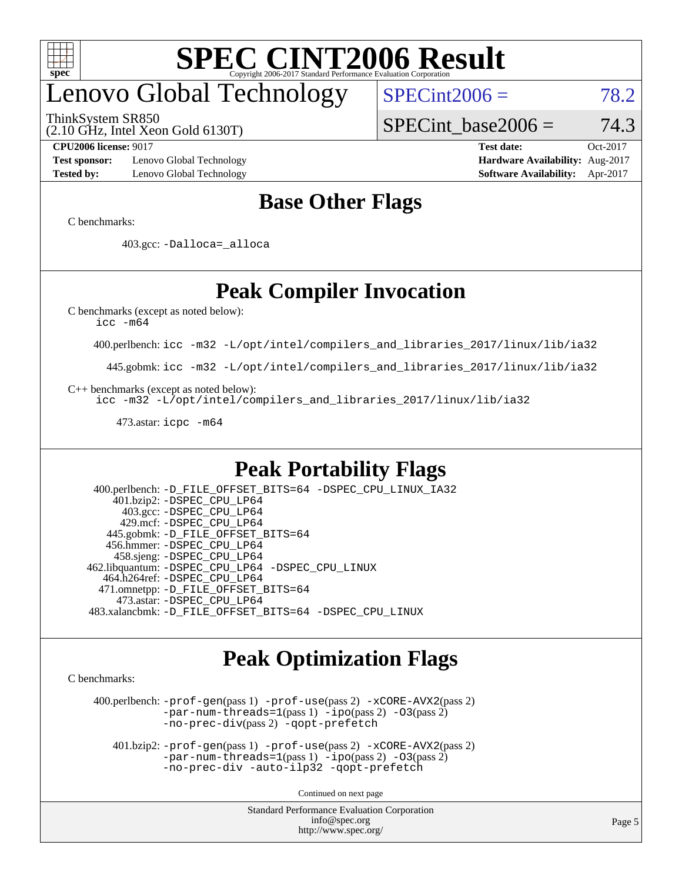# SPEC CINT2006 Result

Copyright 2006-2017 Standard Performance Evaluation Corporation

## Lenovo Global Technology

ThinkSystem SR850
(2.10 GHz, Intel Xeon Gold 6130T)

SPECint2006 = 78.2

SPECint_base2006 = 74.3

| | | | |
|---|---|---|---|
| **CPU2006 license:** 9017 | | **Test date:** | Oct-2017 |
| **Test sponsor:** | Lenovo Global Technology | **Hardware Availability:** | Aug-2017 |
| **Tested by:** | Lenovo Global Technology | **Software Availability:** | Apr-2017 |

## Base Other Flags

C benchmarks:

403.gcc: `-Dalloca=_alloca`

## Peak Compiler Invocation

C benchmarks (except as noted below):
`icc -m64`

400.perlbench: `icc -m32 -L/opt/intel/compilers_and_libraries_2017/linux/lib/ia32`

445.gobmk: `icc -m32 -L/opt/intel/compilers_and_libraries_2017/linux/lib/ia32`

C++ benchmarks (except as noted below):
`icc -m32 -L/opt/intel/compilers_and_libraries_2017/linux/lib/ia32`

473.astar: `icpc -m64`

## Peak Portability Flags

400.perlbench: `-D_FILE_OFFSET_BITS=64 -DSPEC_CPU_LINUX_IA32`
401.bzip2: `-DSPEC_CPU_LP64`
403.gcc: `-DSPEC_CPU_LP64`
429.mcf: `-DSPEC_CPU_LP64`
445.gobmk: `-D_FILE_OFFSET_BITS=64`
456.hmmer: `-DSPEC_CPU_LP64`
458.sjeng: `-DSPEC_CPU_LP64`
462.libquantum: `-DSPEC_CPU_LP64 -DSPEC_CPU_LINUX`
464.h264ref: `-DSPEC_CPU_LP64`
471.omnetpp: `-D_FILE_OFFSET_BITS=64`
473.astar: `-DSPEC_CPU_LP64`
483.xalancbmk: `-D_FILE_OFFSET_BITS=64 -DSPEC_CPU_LINUX`

## Peak Optimization Flags

C benchmarks:

400.perlbench: `-prof-gen`(pass 1) `-prof-use`(pass 2) `-xCORE-AVX2`(pass 2) `-par-num-threads=1`(pass 1) `-ipo`(pass 2) `-O3`(pass 2) `-no-prec-div`(pass 2) `-qopt-prefetch`

401.bzip2: `-prof-gen`(pass 1) `-prof-use`(pass 2) `-xCORE-AVX2`(pass 2) `-par-num-threads=1`(pass 1) `-ipo`(pass 2) `-O3`(pass 2) `-no-prec-div -auto-ilp32 -qopt-prefetch`

Continued on next page

Standard Performance Evaluation Corporation
info@spec.org
http://www.spec.org/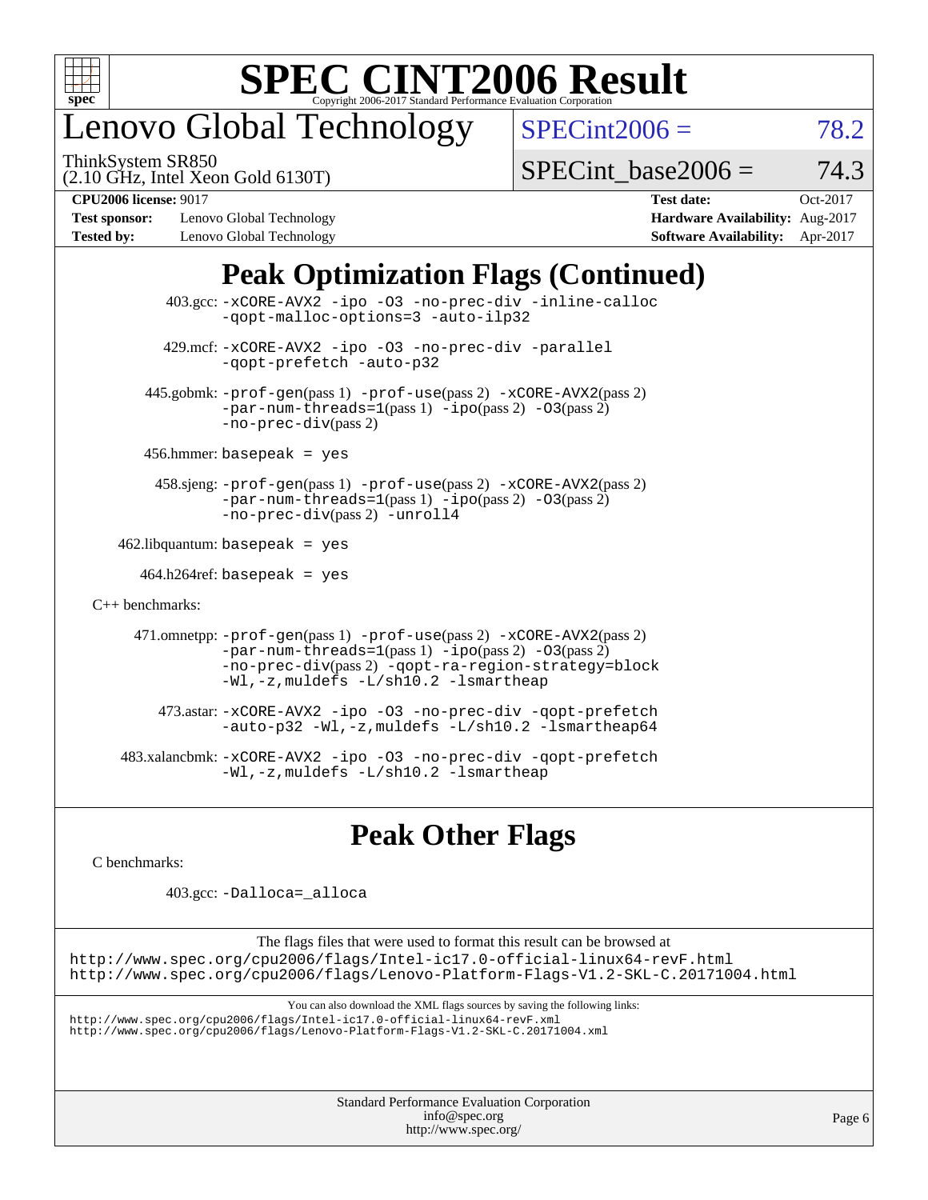# SPEC CINT2006 Result

## Lenovo Global Technology

ThinkSystem SR850
(2.10 GHz, Intel Xeon Gold 6130T)

SPECint2006 = 78.2

SPECint_base2006 = 74.3

| | | | |
|---|---|---|---|
| **CPU2006 license:** 9017 | | **Test date:** | Oct-2017 |
| **Test sponsor:** | Lenovo Global Technology | **Hardware Availability:** | Aug-2017 |
| **Tested by:** | Lenovo Global Technology | **Software Availability:** | Apr-2017 |

## Peak Optimization Flags (Continued)

403.gcc: `-xCORE-AVX2 -ipo -O3 -no-prec-div -inline-calloc -qopt-malloc-options=3 -auto-ilp32`

429.mcf: `-xCORE-AVX2 -ipo -O3 -no-prec-div -parallel -qopt-prefetch -auto-p32`

445.gobmk: `-prof-gen`(pass 1) `-prof-use`(pass 2) `-xCORE-AVX2`(pass 2) `-par-num-threads=1`(pass 1) `-ipo`(pass 2) `-O3`(pass 2) `-no-prec-div`(pass 2)

456.hmmer: `basepeak = yes`

458.sjeng: `-prof-gen`(pass 1) `-prof-use`(pass 2) `-xCORE-AVX2`(pass 2) `-par-num-threads=1`(pass 1) `-ipo`(pass 2) `-O3`(pass 2) `-no-prec-div`(pass 2) `-unroll4`

462.libquantum: `basepeak = yes`

464.h264ref: `basepeak = yes`

C++ benchmarks:

471.omnetpp: `-prof-gen`(pass 1) `-prof-use`(pass 2) `-xCORE-AVX2`(pass 2) `-par-num-threads=1`(pass 1) `-ipo`(pass 2) `-O3`(pass 2) `-no-prec-div`(pass 2) `-qopt-ra-region-strategy=block -Wl,-z,muldefs -L/sh10.2 -lsmartheap`

473.astar: `-xCORE-AVX2 -ipo -O3 -no-prec-div -qopt-prefetch -auto-p32 -Wl,-z,muldefs -L/sh10.2 -lsmartheap64`

483.xalancbmk: `-xCORE-AVX2 -ipo -O3 -no-prec-div -qopt-prefetch -Wl,-z,muldefs -L/sh10.2 -lsmartheap`

## Peak Other Flags

C benchmarks:

403.gcc: `-Dalloca=_alloca`

The flags files that were used to format this result can be browsed at
http://www.spec.org/cpu2006/flags/Intel-ic17.0-official-linux64-revF.html
http://www.spec.org/cpu2006/flags/Lenovo-Platform-Flags-V1.2-SKL-C.20171004.html

You can also download the XML flags sources by saving the following links:
http://www.spec.org/cpu2006/flags/Intel-ic17.0-official-linux64-revF.xml
http://www.spec.org/cpu2006/flags/Lenovo-Platform-Flags-V1.2-SKL-C.20171004.xml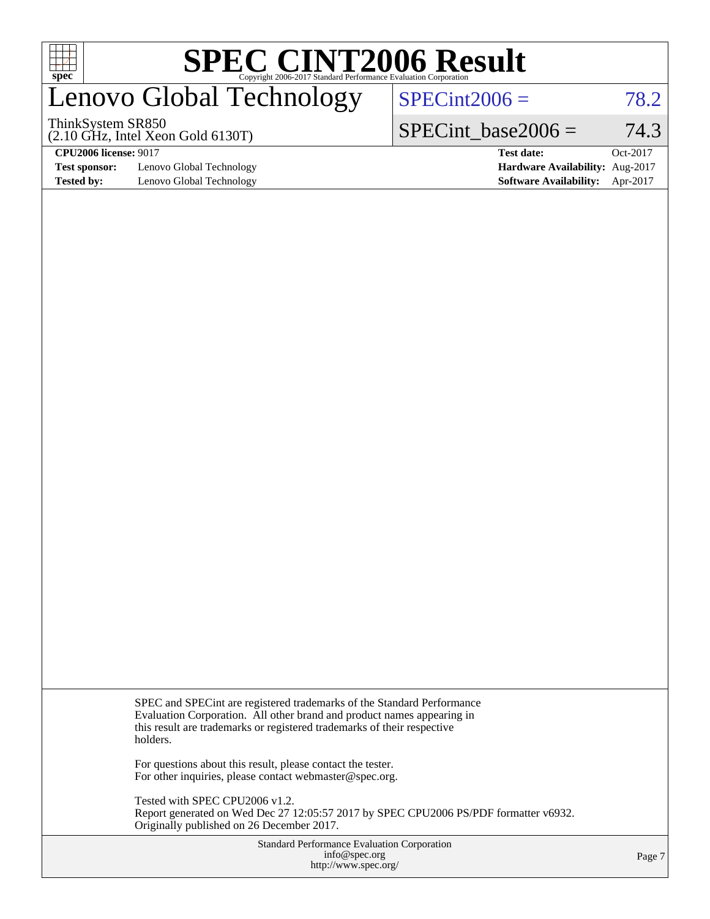SPEC and SPECint are registered trademarks of the Standard Performance Evaluation Corporation. All other brand and product names appearing in this result are trademarks or registered trademarks of their respective holders.

For questions about this result, please contact the tester.
For other inquiries, please contact webmaster@spec.org.

Tested with SPEC CPU2006 v1.2.
Report generated on Wed Dec 27 12:05:57 2017 by SPEC CPU2006 PS/PDF formatter v6932.
Originally published on 26 December 2017.